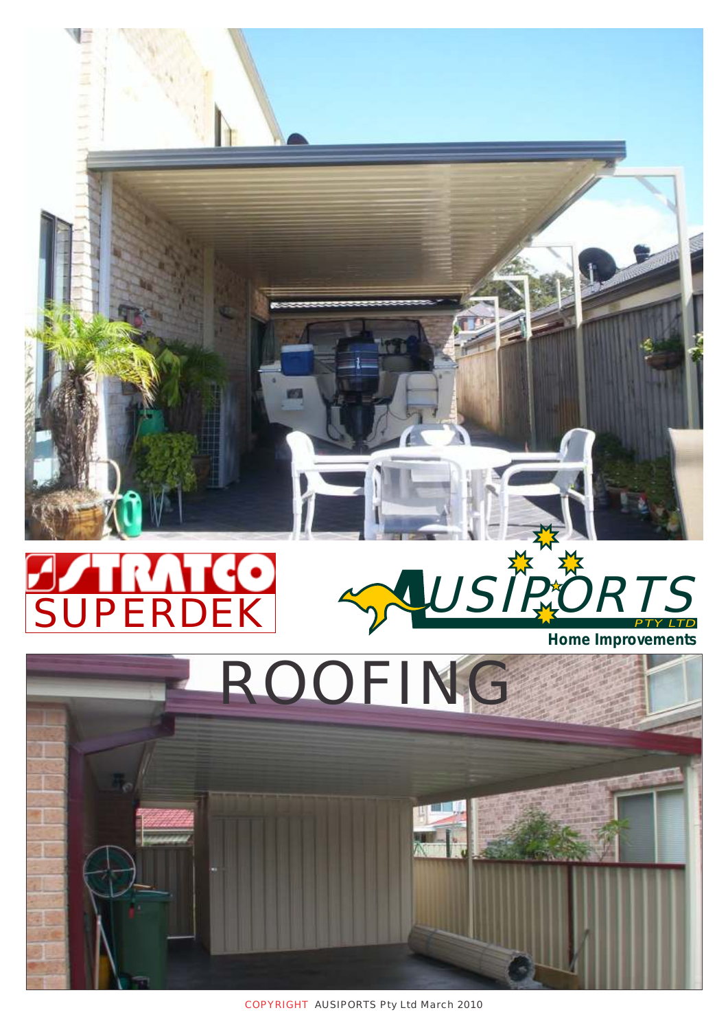STRATCO SUPERDEK

AUSIPORTS PTY LTD

Home Improvements

# ROOFING

COPYRIGHT AUSIPORTS Pty Ltd March 2010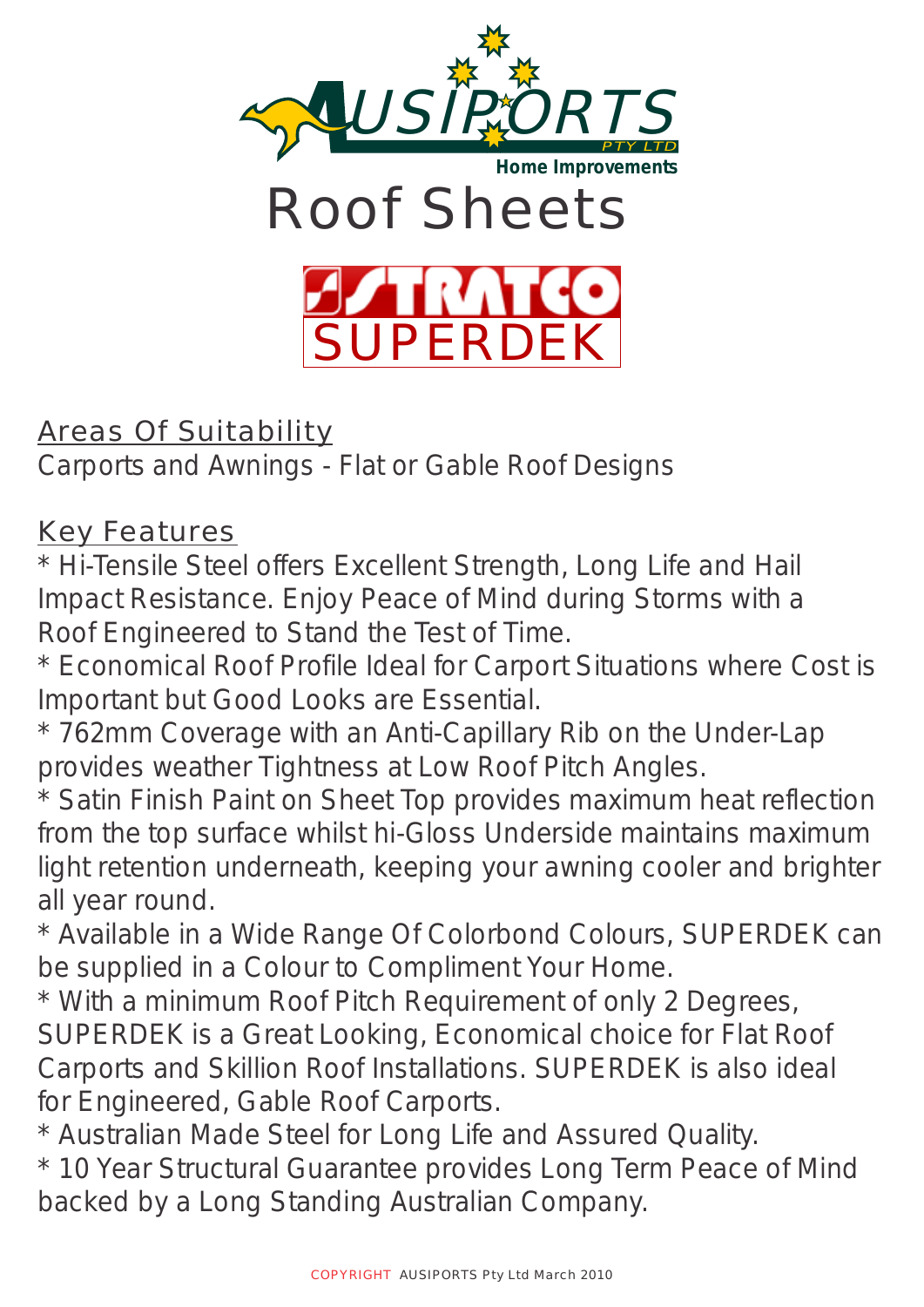AUSIPORTS PTY LTD

Home Improvements

# Roof Sheets

## STRATCO SUPERDEK

**Areas Of Suitability**

Carports and Awnings - Flat or Gable Roof Designs

**Key Features**

* Hi-Tensile Steel offers Excellent Strength, Long Life and Hail Impact Resistance. Enjoy Peace of Mind during Storms with a Roof Engineered to Stand the Test of Time.
* Economical Roof Profile Ideal for Carport Situations where Cost is Important but Good Looks are Essential.
* 762mm Coverage with an Anti-Capillary Rib on the Under-Lap provides weather Tightness at Low Roof Pitch Angles.
* Satin Finish Paint on Sheet Top provides maximum heat reflection from the top surface whilst hi-Gloss Underside maintains maximum light retention underneath, keeping your awning cooler and brighter all year round.
* Available in a Wide Range Of Colorbond Colours, SUPERDEK can be supplied in a Colour to Compliment Your Home.
* With a minimum Roof Pitch Requirement of only 2 Degrees, SUPERDEK is a Great Looking, Economical choice for Flat Roof Carports and Skillion Roof Installations. SUPERDEK is also ideal for Engineered, Gable Roof Carports.
* Australian Made Steel for Long Life and Assured Quality.
* 10 Year Structural Guarantee provides Long Term Peace of Mind backed by a Long Standing Australian Company.

COPYRIGHT AUSIPORTS Pty Ltd March 2010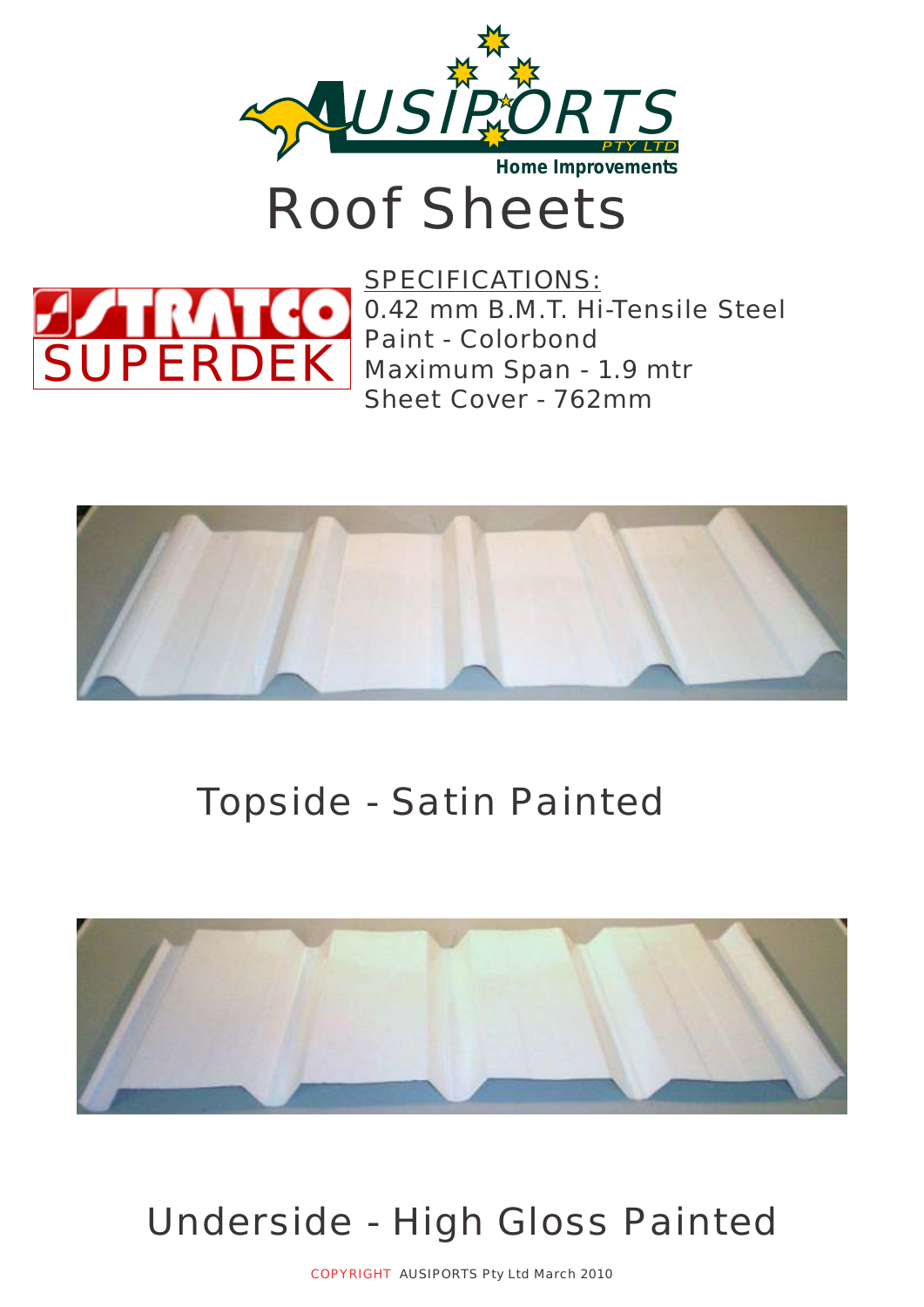AUSIPORTS PTY LTD
Home Improvements

# Roof Sheets

STRATCO SUPERDEK

SPECIFICATIONS:
0.42 mm B.M.T. Hi-Tensile Steel
Paint - Colorbond
Maximum Span - 1.9 mtr
Sheet Cover - 762mm

## Topside - Satin Painted

## Underside - High Gloss Painted

COPYRIGHT AUSIPORTS Pty Ltd March 2010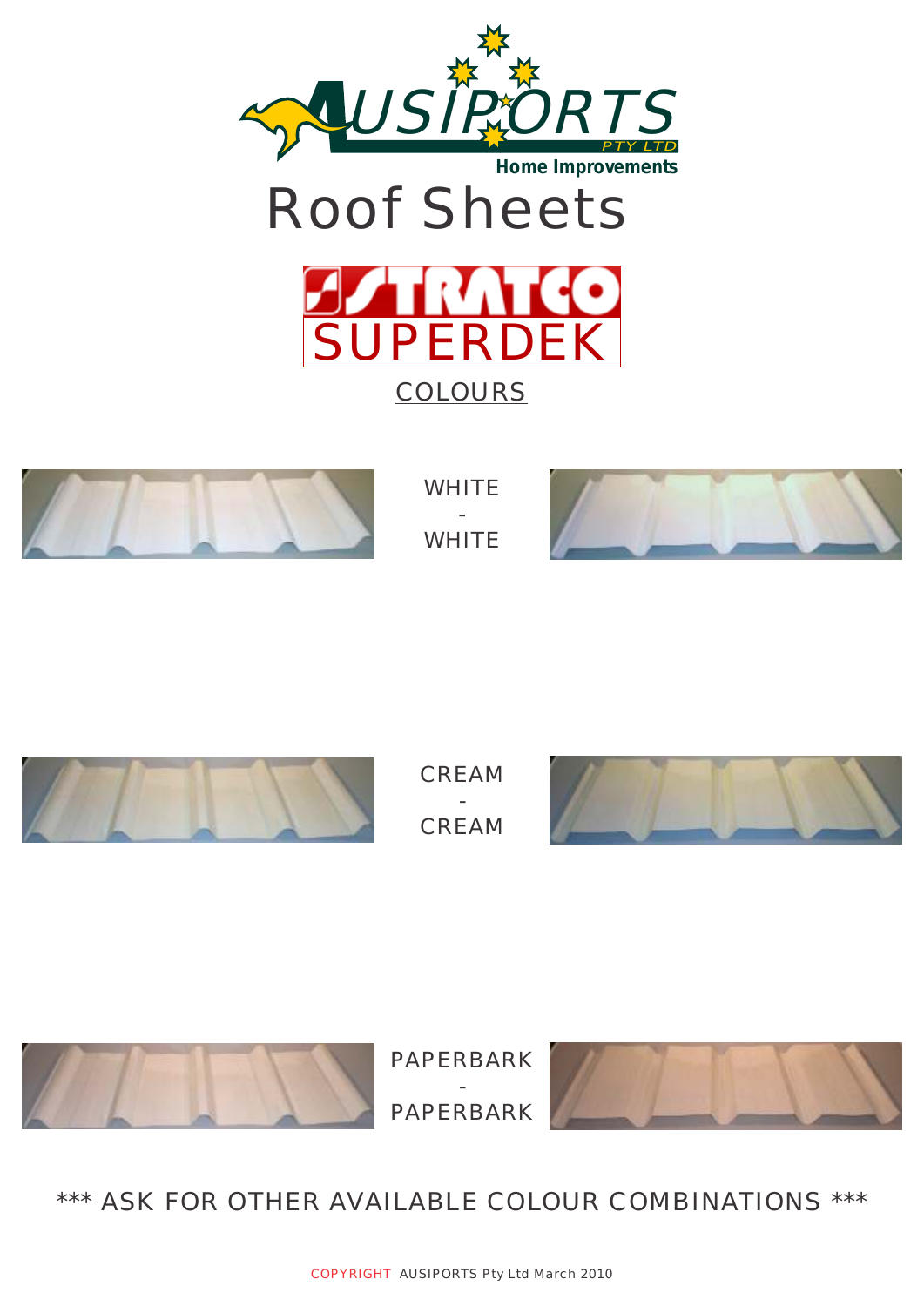AUSIPORTS PTY LTD

Home Improvements

# Roof Sheets

STRATCO

## SUPERDEK

COLOURS

WHITE
-
WHITE

CREAM
-
CREAM

PAPERBARK
-
PAPERBARK

*** ASK FOR OTHER AVAILABLE COLOUR COMBINATIONS ***

COPYRIGHT AUSIPORTS Pty Ltd March 2010